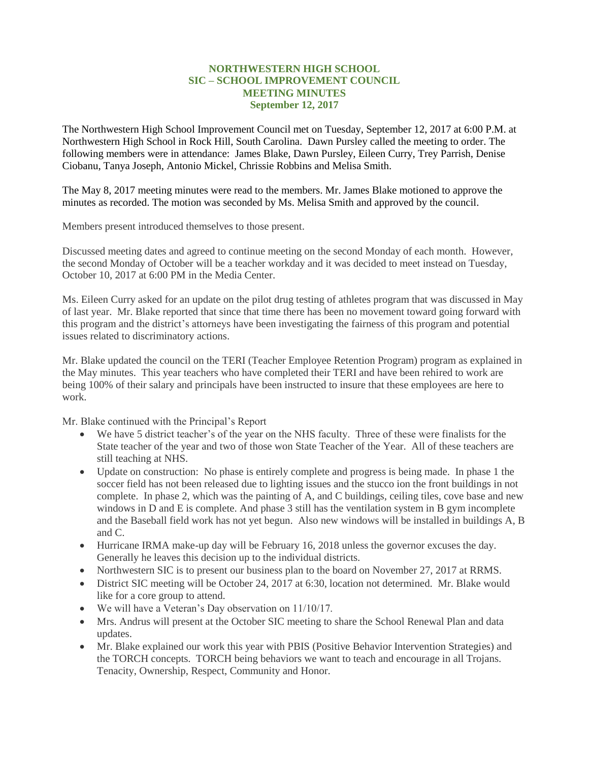# NORTHWESTERN HIGH SCHOOL
## SIC – SCHOOL IMPROVEMENT COUNCIL
## MEETING MINUTES
### September 12, 2017

The Northwestern High School Improvement Council met on Tuesday, September 12, 2017 at 6:00 P.M. at Northwestern High School in Rock Hill, South Carolina. Dawn Pursley called the meeting to order. The following members were in attendance: James Blake, Dawn Pursley, Eileen Curry, Trey Parrish, Denise Ciobanu, Tanya Joseph, Antonio Mickel, Chrissie Robbins and Melisa Smith.

The May 8, 2017 meeting minutes were read to the members. Mr. James Blake motioned to approve the minutes as recorded. The motion was seconded by Ms. Melisa Smith and approved by the council.

Members present introduced themselves to those present.

Discussed meeting dates and agreed to continue meeting on the second Monday of each month. However, the second Monday of October will be a teacher workday and it was decided to meet instead on Tuesday, October 10, 2017 at 6:00 PM in the Media Center.

Ms. Eileen Curry asked for an update on the pilot drug testing of athletes program that was discussed in May of last year. Mr. Blake reported that since that time there has been no movement toward going forward with this program and the district's attorneys have been investigating the fairness of this program and potential issues related to discriminatory actions.

Mr. Blake updated the council on the TERI (Teacher Employee Retention Program) program as explained in the May minutes. This year teachers who have completed their TERI and have been rehired to work are being 100% of their salary and principals have been instructed to insure that these employees are here to work.

Mr. Blake continued with the Principal's Report

- We have 5 district teacher's of the year on the NHS faculty. Three of these were finalists for the State teacher of the year and two of those won State Teacher of the Year. All of these teachers are still teaching at NHS.
- Update on construction: No phase is entirely complete and progress is being made. In phase 1 the soccer field has not been released due to lighting issues and the stucco ion the front buildings in not complete. In phase 2, which was the painting of A, and C buildings, ceiling tiles, cove base and new windows in D and E is complete. And phase 3 still has the ventilation system in B gym incomplete and the Baseball field work has not yet begun. Also new windows will be installed in buildings A, B and C.
- Hurricane IRMA make-up day will be February 16, 2018 unless the governor excuses the day. Generally he leaves this decision up to the individual districts.
- Northwestern SIC is to present our business plan to the board on November 27, 2017 at RRMS.
- District SIC meeting will be October 24, 2017 at 6:30, location not determined. Mr. Blake would like for a core group to attend.
- We will have a Veteran's Day observation on 11/10/17.
- Mrs. Andrus will present at the October SIC meeting to share the School Renewal Plan and data updates.
- Mr. Blake explained our work this year with PBIS (Positive Behavior Intervention Strategies) and the TORCH concepts. TORCH being behaviors we want to teach and encourage in all Trojans. Tenacity, Ownership, Respect, Community and Honor.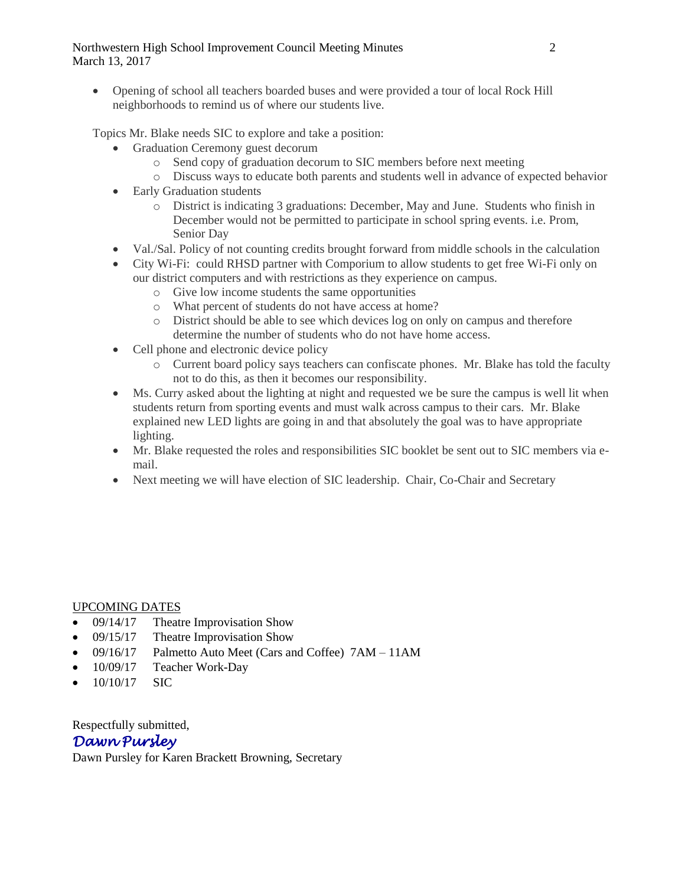- Opening of school all teachers boarded buses and were provided a tour of local Rock Hill neighborhoods to remind us of where our students live.

Topics Mr. Blake needs SIC to explore and take a position:

- Graduation Ceremony guest decorum
  - Send copy of graduation decorum to SIC members before next meeting
  - Discuss ways to educate both parents and students well in advance of expected behavior
- Early Graduation students
  - District is indicating 3 graduations: December, May and June. Students who finish in December would not be permitted to participate in school spring events. i.e. Prom, Senior Day
- Val./Sal. Policy of not counting credits brought forward from middle schools in the calculation
- City Wi-Fi: could RHSD partner with Comporium to allow students to get free Wi-Fi only on our district computers and with restrictions as they experience on campus.
  - Give low income students the same opportunities
  - What percent of students do not have access at home?
  - District should be able to see which devices log on only on campus and therefore determine the number of students who do not have home access.
- Cell phone and electronic device policy
  - Current board policy says teachers can confiscate phones. Mr. Blake has told the faculty not to do this, as then it becomes our responsibility.
- Ms. Curry asked about the lighting at night and requested we be sure the campus is well lit when students return from sporting events and must walk across campus to their cars. Mr. Blake explained new LED lights are going in and that absolutely the goal was to have appropriate lighting.
- Mr. Blake requested the roles and responsibilities SIC booklet be sent out to SIC members via e-mail.
- Next meeting we will have election of SIC leadership. Chair, Co-Chair and Secretary

<u>UPCOMING DATES</u>

- 09/14/17 Theatre Improvisation Show
- 09/15/17 Theatre Improvisation Show
- 09/16/17 Palmetto Auto Meet (Cars and Coffee) 7AM – 11AM
- 10/09/17 Teacher Work-Day
- 10/10/17 SIC

Respectfully submitted,

*Dawn Pursley*

Dawn Pursley for Karen Brackett Browning, Secretary